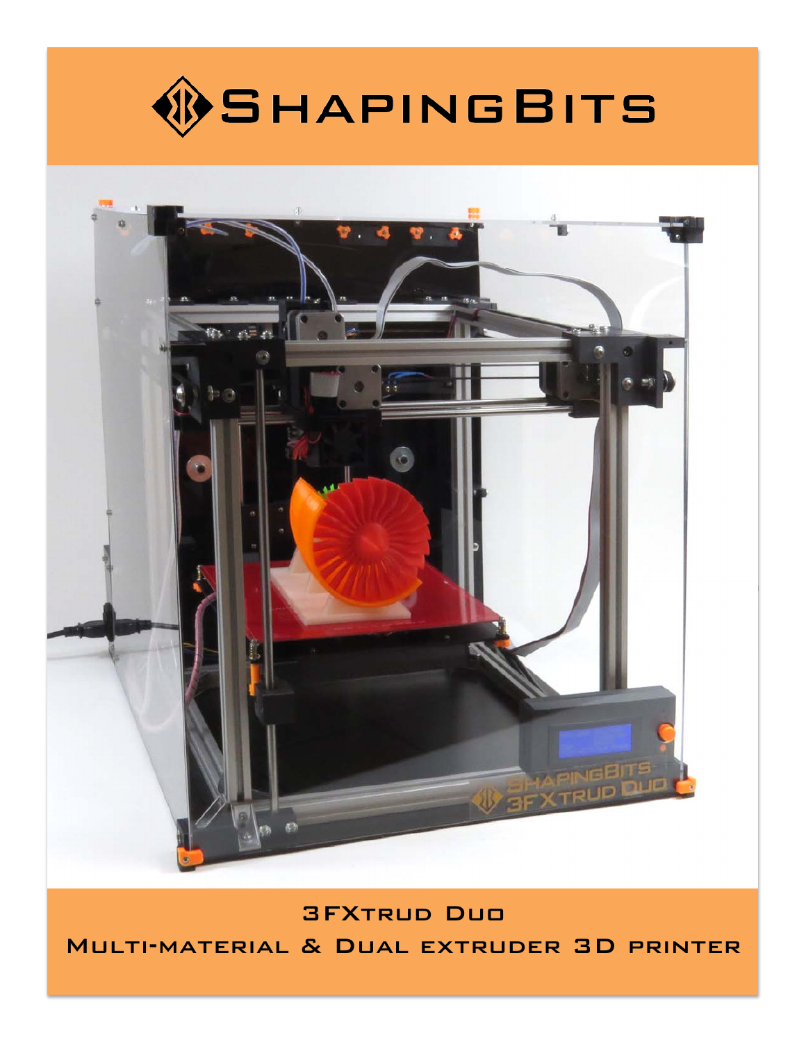# ShapingBits

3FXtrud Duo

Multi-material & Dual extruder 3D printer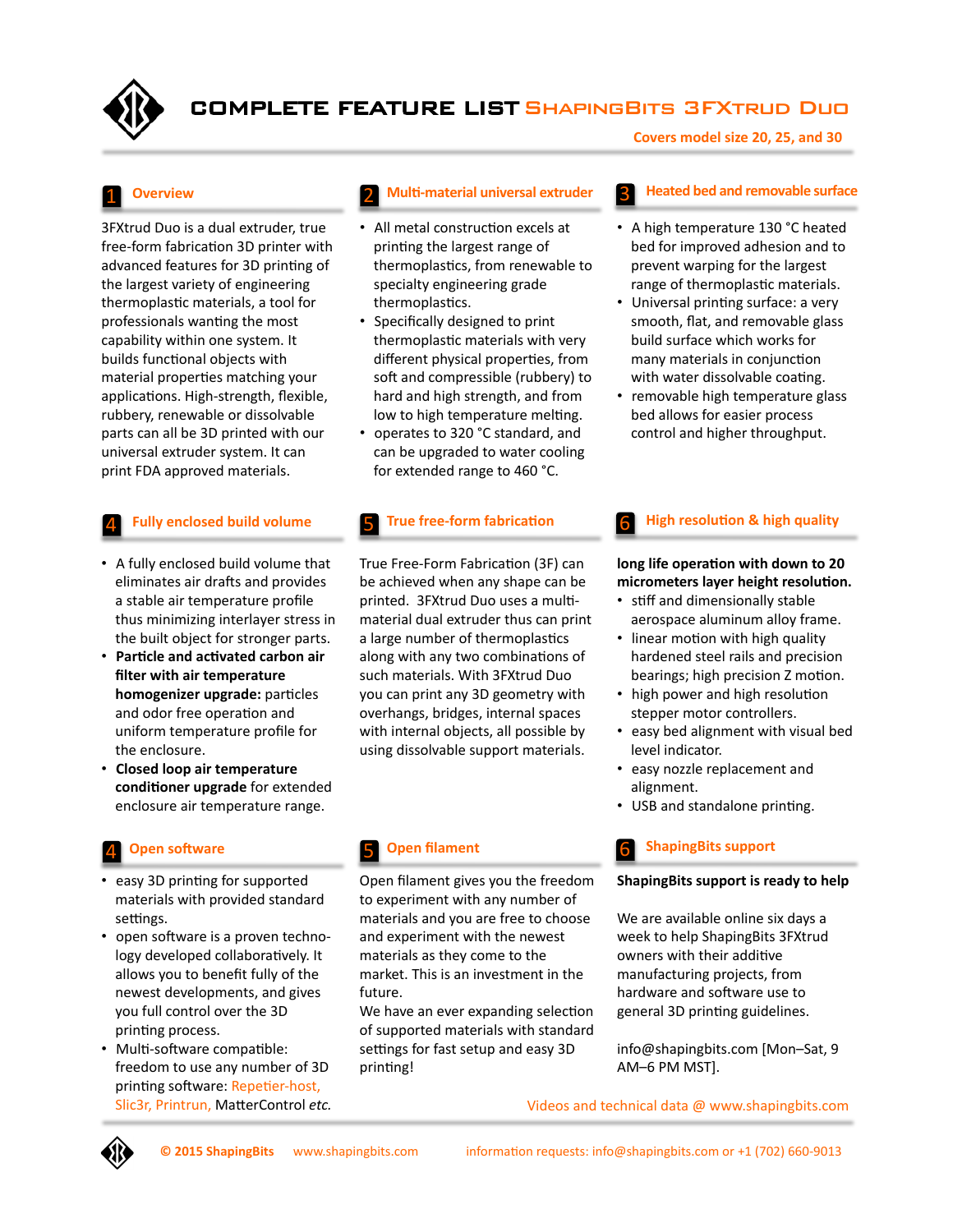# COMPLETE FEATURE LIST ShapingBits 3FXtrud Duo

Covers model size 20, 25, and 30

## 1 Overview

3FXtrud Duo is a dual extruder, true free-form fabrication 3D printer with advanced features for 3D printing of the largest variety of engineering thermoplastic materials, a tool for professionals wanting the most capability within one system. It builds functional objects with material properties matching your applications. High-strength, flexible, rubbery, renewable or dissolvable parts can all be 3D printed with our universal extruder system. It can print FDA approved materials.

## 2 Multi-material universal extruder

- All metal construction excels at printing the largest range of thermoplastics, from renewable to specialty engineering grade thermoplastics.
- Specifically designed to print thermoplastic materials with very different physical properties, from soft and compressible (rubbery) to hard and high strength, and from low to high temperature melting.
- operates to 320 °C standard, and can be upgraded to water cooling for extended range to 460 °C.

## 3 Heated bed and removable surface

- A high temperature 130 °C heated bed for improved adhesion and to prevent warping for the largest range of thermoplastic materials.
- Universal printing surface: a very smooth, flat, and removable glass build surface which works for many materials in conjunction with water dissolvable coating.
- removable high temperature glass bed allows for easier process control and higher throughput.

## 4 Fully enclosed build volume

- A fully enclosed build volume that eliminates air drafts and provides a stable air temperature profile thus minimizing interlayer stress in the built object for stronger parts.
- **Particle and activated carbon air filter with air temperature homogenizer upgrade:** particles and odor free operation and uniform temperature profile for the enclosure.
- **Closed loop air temperature conditioner upgrade** for extended enclosure air temperature range.

## 5 True free-form fabrication

True Free-Form Fabrication (3F) can be achieved when any shape can be printed. 3FXtrud Duo uses a multi-material dual extruder thus can print a large number of thermoplastics along with any two combinations of such materials. With 3FXtrud Duo you can print any 3D geometry with overhangs, bridges, internal spaces with internal objects, all possible by using dissolvable support materials.

## 6 High resolution & high quality

**long life operation with down to 20 micrometers layer height resolution.**

- stiff and dimensionally stable aerospace aluminum alloy frame.
- linear motion with high quality hardened steel rails and precision bearings; high precision Z motion.
- high power and high resolution stepper motor controllers.
- easy bed alignment with visual bed level indicator.
- easy nozzle replacement and alignment.
- USB and standalone printing.

## 4 Open software

- easy 3D printing for supported materials with provided standard settings.
- open software is a proven techno-logy developed collaboratively. It allows you to benefit fully of the newest developments, and gives you full control over the 3D printing process.
- Multi-software compatible: freedom to use any number of 3D printing software: Repetier-host, Slic3r, Printrun, MatterControl *etc.*

## 5 Open filament

Open filament gives you the freedom to experiment with any number of materials and you are free to choose and experiment with the newest materials as they come to the market. This is an investment in the future.

We have an ever expanding selection of supported materials with standard settings for fast setup and easy 3D printing!

## 6 ShapingBits support

**ShapingBits support is ready to help**

We are available online six days a week to help ShapingBits 3FXtrud owners with their additive manufacturing projects, from hardware and software use to general 3D printing guidelines.

info@shapingbits.com [Mon–Sat, 9 AM–6 PM MST].

Videos and technical data @ www.shapingbits.com

© 2015 ShapingBits www.shapingbits.com information requests: info@shapingbits.com or +1 (702) 660-9013